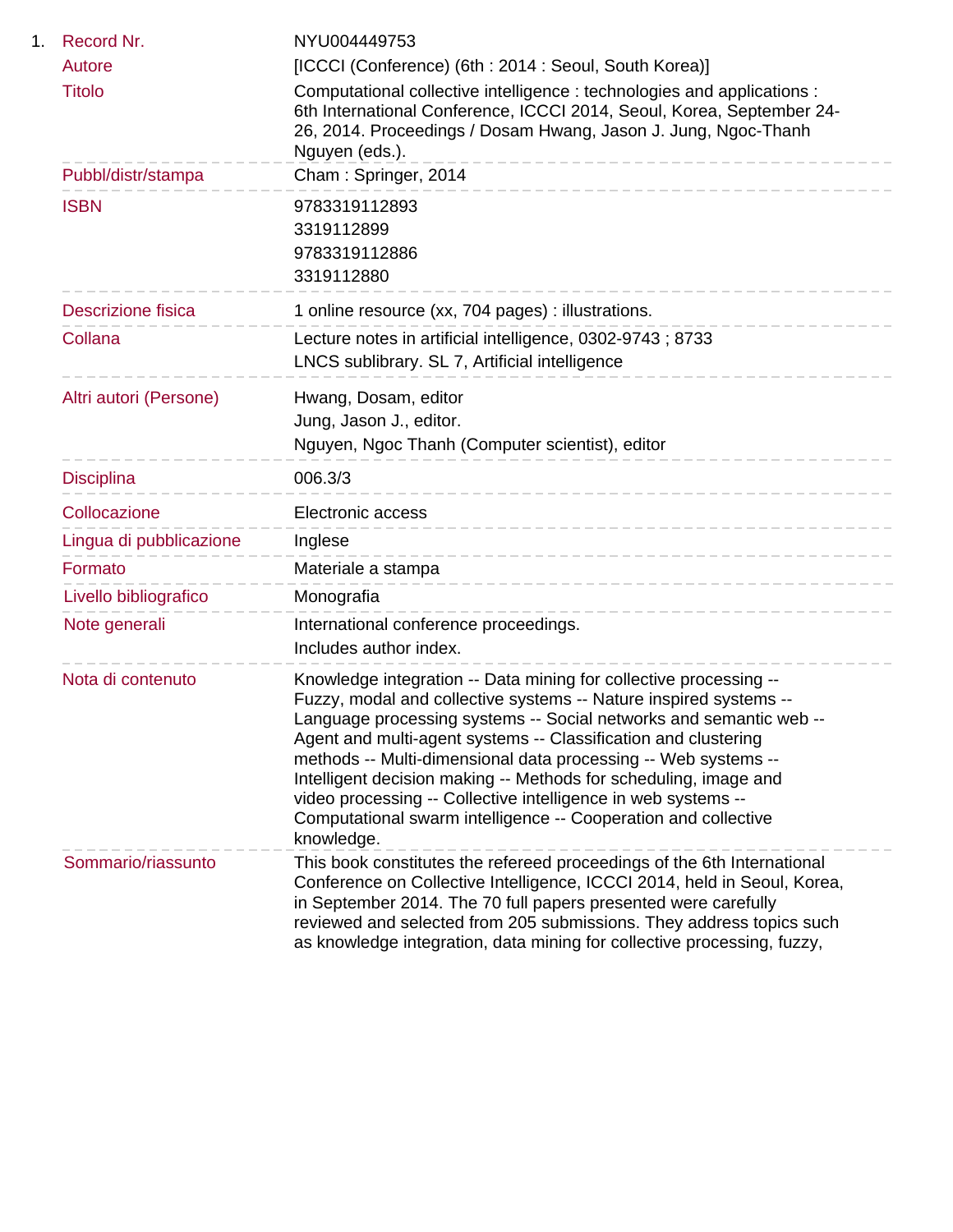1. | | |
---|---
Record Nr. | NYU004449753
Autore | [ICCCI (Conference) (6th : 2014 : Seoul, South Korea)]
Titolo | Computational collective intelligence : technologies and applications : 6th International Conference, ICCCI 2014, Seoul, Korea, September 24-26, 2014. Proceedings / Dosam Hwang, Jason J. Jung, Ngoc-Thanh Nguyen (eds.).
Pubbl/distr/stampa | Cham : Springer, 2014
ISBN | 9783319112893<br>3319112899<br>9783319112886<br>3319112880
Descrizione fisica | 1 online resource (xx, 704 pages) : illustrations.
Collana | Lecture notes in artificial intelligence, 0302-9743 ; 8733<br>LNCS sublibrary. SL 7, Artificial intelligence
Altri autori (Persone) | Hwang, Dosam, editor<br>Jung, Jason J., editor.<br>Nguyen, Ngoc Thanh (Computer scientist), editor
Disciplina | 006.3/3
Collocazione | Electronic access
Lingua di pubblicazione | Inglese
Formato | Materiale a stampa
Livello bibliografico | Monografia
Note generali | International conference proceedings.<br>Includes author index.
Nota di contenuto | Knowledge integration -- Data mining for collective processing -- Fuzzy, modal and collective systems -- Nature inspired systems -- Language processing systems -- Social networks and semantic web -- Agent and multi-agent systems -- Classification and clustering methods -- Multi-dimensional data processing -- Web systems -- Intelligent decision making -- Methods for scheduling, image and video processing -- Collective intelligence in web systems -- Computational swarm intelligence -- Cooperation and collective knowledge.
Sommario/riassunto | This book constitutes the refereed proceedings of the 6th International Conference on Collective Intelligence, ICCCI 2014, held in Seoul, Korea, in September 2014. The 70 full papers presented were carefully reviewed and selected from 205 submissions. They address topics such as knowledge integration, data mining for collective processing, fuzzy,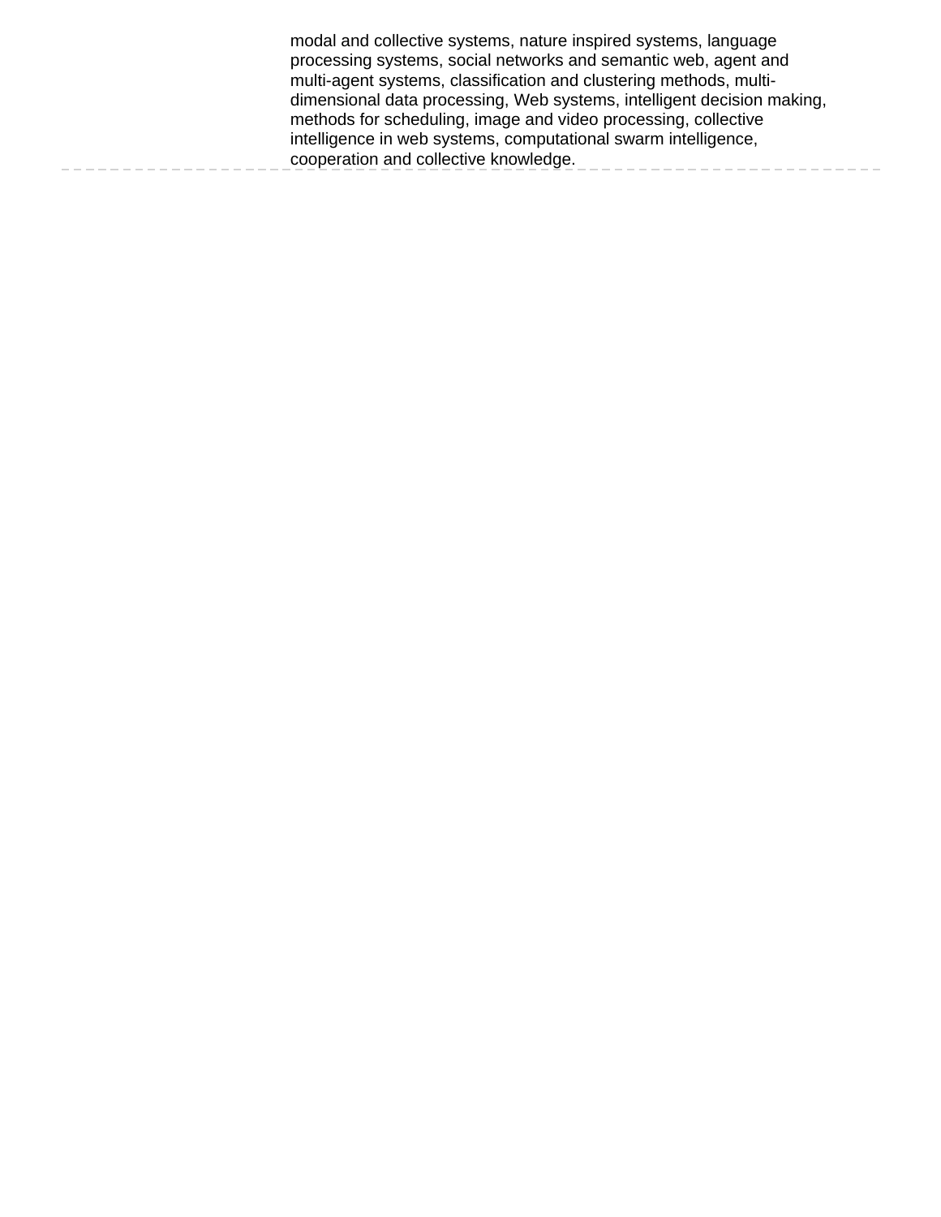modal and collective systems, nature inspired systems, language processing systems, social networks and semantic web, agent and multi-agent systems, classification and clustering methods, multi-dimensional data processing, Web systems, intelligent decision making, methods for scheduling, image and video processing, collective intelligence in web systems, computational swarm intelligence, cooperation and collective knowledge.